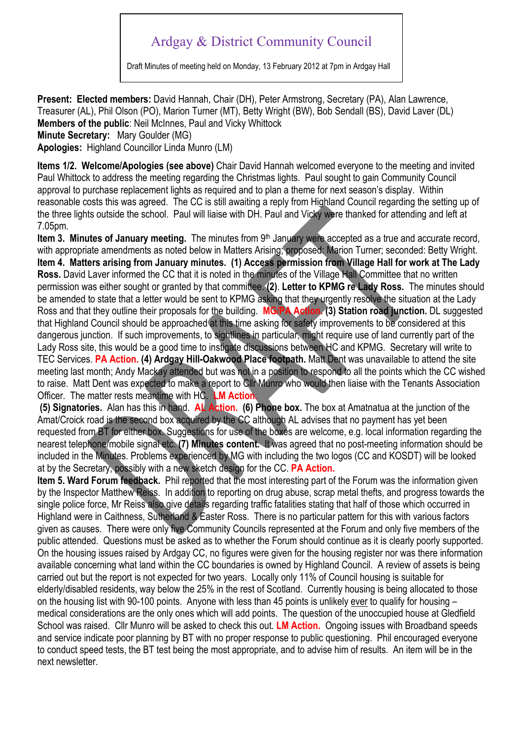# Ardgay & District Community Council

Draft Minutes of meeting held on Monday, 13 February 2012 at 7pm in Ardgay Hall

**Present: Elected members:** David Hannah, Chair (DH), Peter Armstrong, Secretary (PA), Alan Lawrence, Treasurer (AL), Phil Olson (PO), Marion Turner (MT), Betty Wright (BW), Bob Sendall (BS), David Laver (DL)
**Members of the public**: Neil McInnes, Paul and Vicky Whittock
**Minute Secretary:** Mary Goulder (MG)
**Apologies:** Highland Councillor Linda Munro (LM)

**Items 1/2. Welcome/Apologies (see above)** Chair David Hannah welcomed everyone to the meeting and invited Paul Whittock to address the meeting regarding the Christmas lights. Paul sought to gain Community Council approval to purchase replacement lights as required and to plan a theme for next season's display. Within reasonable costs this was agreed. The CC is still awaiting a reply from Highland Council regarding the setting up of the three lights outside the school. Paul will liaise with DH. Paul and Vicky were thanked for attending and left at 7.05pm.

**Item 3. Minutes of January meeting.** The minutes from 9th January were accepted as a true and accurate record, with appropriate amendments as noted below in Matters Arising; proposed: Marion Turner; seconded: Betty Wright.

**Item 4. Matters arising from January minutes. (1) Access permission from Village Hall for work at The Lady Ross.** David Laver informed the CC that it is noted in the minutes of the Village Hall Committee that no written permission was either sought or granted by that committee. **(2). Letter to KPMG re Lady Ross.** The minutes should be amended to state that a letter would be sent to KPMG asking that they urgently resolve the situation at the Lady Ross and that they outline their proposals for the building. **MG/PA Action. (3) Station road junction.** DL suggested that Highland Council should be approached at this time asking for safety improvements to be considered at this dangerous junction. If such improvements, to sightlines in particular, might require use of land currently part of the Lady Ross site, this would be a good time to instigate discussions between HC and KPMG. Secretary will write to TEC Services. **PA Action. (4) Ardgay Hill-Oakwood Place footpath.** Matt Dent was unavailable to attend the site meeting last month; Andy Mackay attended but was not in a position to respond to all the points which the CC wished to raise. Matt Dent was expected to make a report to Cllr Munro who would then liaise with the Tenants Association Officer. The matter rests meantime with HC. **LM Action.**

**(5) Signatories.** Alan has this in hand. **AL Action. (6) Phone box.** The box at Amatnatua at the junction of the Amat/Croick road is the second box acquired by the CC although AL advises that no payment has yet been requested from BT for either box. Suggestions for use of the boxes are welcome, e.g. local information regarding the nearest telephone/mobile signal etc. **(7) Minutes content.** It was agreed that no post-meeting information should be included in the Minutes. Problems experienced by MG with including the two logos (CC and KOSDT) will be looked at by the Secretary, possibly with a new sketch design for the CC. **PA Action.**

**Item 5. Ward Forum feedback.** Phil reported that the most interesting part of the Forum was the information given by the Inspector Matthew Reiss. In addition to reporting on drug abuse, scrap metal thefts, and progress towards the single police force, Mr Reiss also give details regarding traffic fatalities stating that half of those which occurred in Highland were in Caithness, Sutherland & Easter Ross. There is no particular pattern for this with various factors given as causes. There were only five Community Councils represented at the Forum and only five members of the public attended. Questions must be asked as to whether the Forum should continue as it is clearly poorly supported. On the housing issues raised by Ardgay CC, no figures were given for the housing register nor was there information available concerning what land within the CC boundaries is owned by Highland Council. A review of assets is being carried out but the report is not expected for two years. Locally only 11% of Council housing is suitable for elderly/disabled residents, way below the 25% in the rest of Scotland. Currently housing is being allocated to those on the housing list with 90-100 points. Anyone with less than 45 points is unlikely ever to qualify for housing – medical considerations are the only ones which will add points. The question of the unoccupied house at Gledfield School was raised. Cllr Munro will be asked to check this out. **LM Action.** Ongoing issues with Broadband speeds and service indicate poor planning by BT with no proper response to public questioning. Phil encouraged everyone to conduct speed tests, the BT test being the most appropriate, and to advise him of results. An item will be in the next newsletter.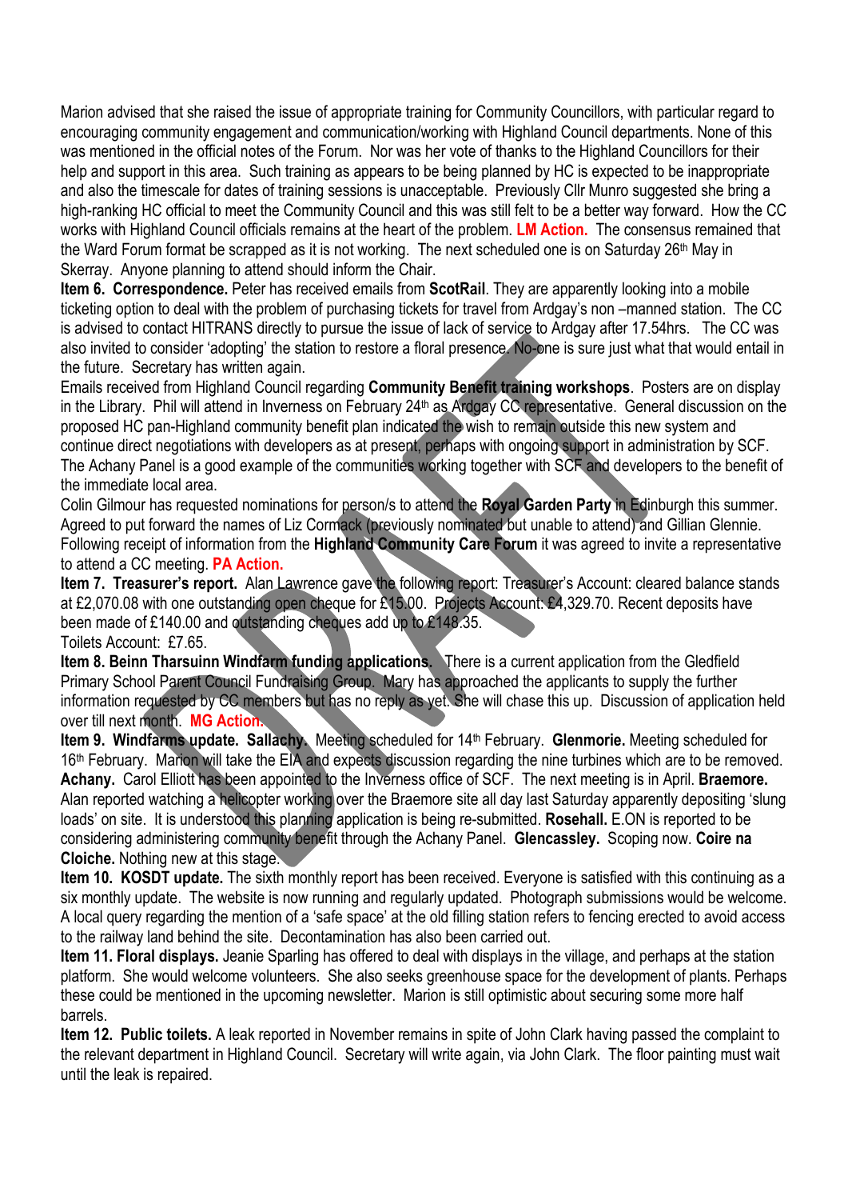Marion advised that she raised the issue of appropriate training for Community Councillors, with particular regard to encouraging community engagement and communication/working with Highland Council departments. None of this was mentioned in the official notes of the Forum. Nor was her vote of thanks to the Highland Councillors for their help and support in this area. Such training as appears to be being planned by HC is expected to be inappropriate and also the timescale for dates of training sessions is unacceptable. Previously Cllr Munro suggested she bring a high-ranking HC official to meet the Community Council and this was still felt to be a better way forward. How the CC works with Highland Council officials remains at the heart of the problem. **LM Action.** The consensus remained that the Ward Forum format be scrapped as it is not working. The next scheduled one is on Saturday 26th May in Skerray. Anyone planning to attend should inform the Chair.

**Item 6. Correspondence.** Peter has received emails from **ScotRail**. They are apparently looking into a mobile ticketing option to deal with the problem of purchasing tickets for travel from Ardgay's non –manned station. The CC is advised to contact HITRANS directly to pursue the issue of lack of service to Ardgay after 17.54hrs. The CC was also invited to consider 'adopting' the station to restore a floral presence. No-one is sure just what that would entail in the future. Secretary has written again.

Emails received from Highland Council regarding **Community Benefit training workshops**. Posters are on display in the Library. Phil will attend in Inverness on February 24th as Ardgay CC representative. General discussion on the proposed HC pan-Highland community benefit plan indicated the wish to remain outside this new system and continue direct negotiations with developers as at present, perhaps with ongoing support in administration by SCF. The Achany Panel is a good example of the communities working together with SCF and developers to the benefit of the immediate local area.

Colin Gilmour has requested nominations for person/s to attend the **Royal Garden Party** in Edinburgh this summer. Agreed to put forward the names of Liz Cormack (previously nominated but unable to attend) and Gillian Glennie. Following receipt of information from the **Highland Community Care Forum** it was agreed to invite a representative to attend a CC meeting. **PA Action.**

**Item 7. Treasurer's report.** Alan Lawrence gave the following report: Treasurer's Account: cleared balance stands at £2,070.08 with one outstanding open cheque for £15.00. Projects Account: £4,329.70. Recent deposits have been made of £140.00 and outstanding cheques add up to £148.35.

Toilets Account: £7.65.

**Item 8. Beinn Tharsuinn Windfarm funding applications.** There is a current application from the Gledfield Primary School Parent Council Fundraising Group. Mary has approached the applicants to supply the further information requested by CC members but has no reply as yet. She will chase this up. Discussion of application held over till next month. **MG Action.**

**Item 9. Windfarms update. Sallachy.** Meeting scheduled for 14th February. **Glenmorie.** Meeting scheduled for 16th February. Marion will take the EIA and expects discussion regarding the nine turbines which are to be removed. **Achany.** Carol Elliott has been appointed to the Inverness office of SCF. The next meeting is in April. **Braemore.** Alan reported watching a helicopter working over the Braemore site all day last Saturday apparently depositing 'slung loads' on site. It is understood this planning application is being re-submitted. **Rosehall.** E.ON is reported to be considering administering community benefit through the Achany Panel. **Glencassley.** Scoping now. **Coire na Cloiche.** Nothing new at this stage.

**Item 10. KOSDT update.** The sixth monthly report has been received. Everyone is satisfied with this continuing as a six monthly update. The website is now running and regularly updated. Photograph submissions would be welcome. A local query regarding the mention of a 'safe space' at the old filling station refers to fencing erected to avoid access to the railway land behind the site. Decontamination has also been carried out.

**Item 11. Floral displays.** Jeanie Sparling has offered to deal with displays in the village, and perhaps at the station platform. She would welcome volunteers. She also seeks greenhouse space for the development of plants. Perhaps these could be mentioned in the upcoming newsletter. Marion is still optimistic about securing some more half barrels.

**Item 12. Public toilets.** A leak reported in November remains in spite of John Clark having passed the complaint to the relevant department in Highland Council. Secretary will write again, via John Clark. The floor painting must wait until the leak is repaired.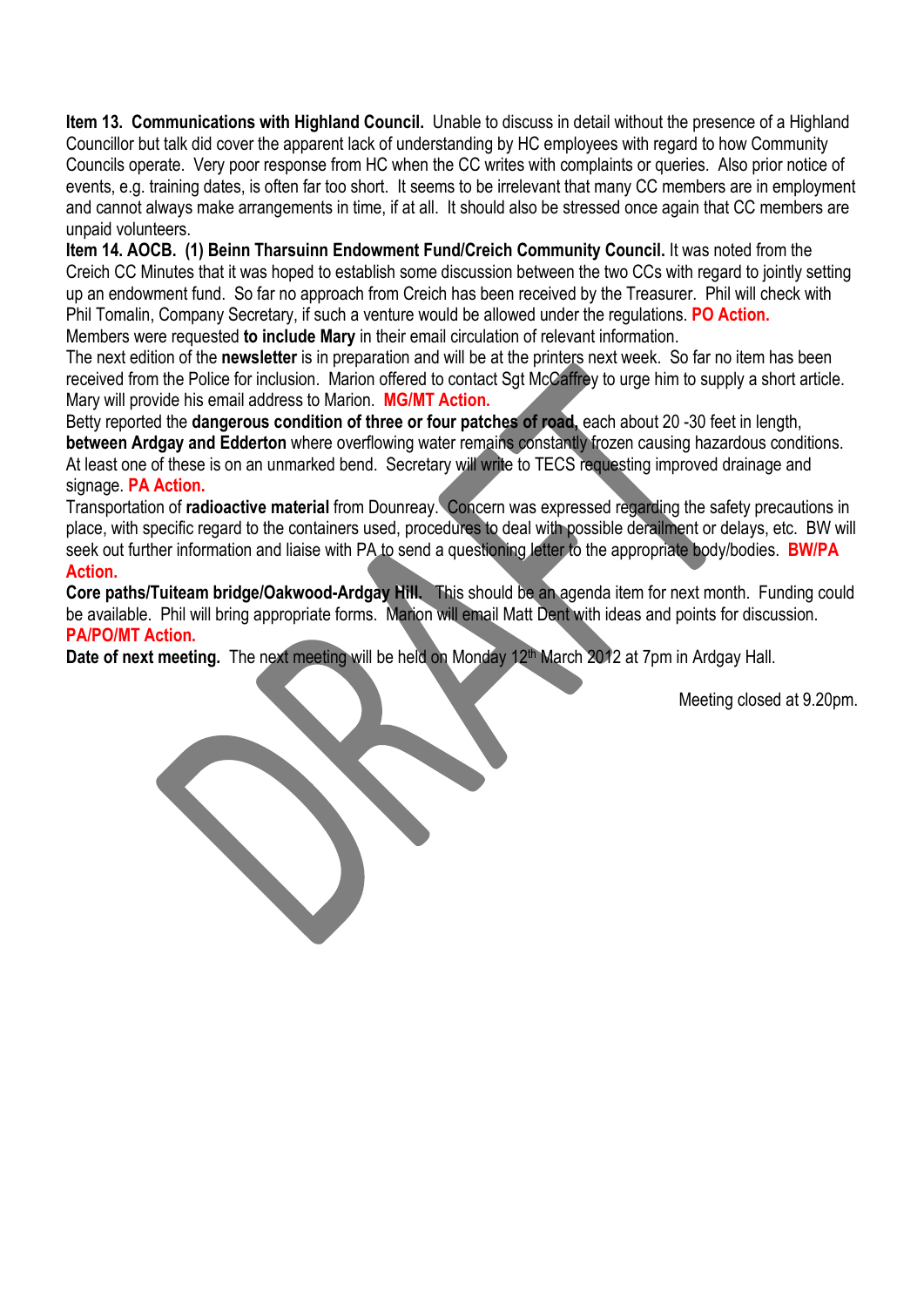**Item 13. Communications with Highland Council.** Unable to discuss in detail without the presence of a Highland Councillor but talk did cover the apparent lack of understanding by HC employees with regard to how Community Councils operate. Very poor response from HC when the CC writes with complaints or queries. Also prior notice of events, e.g. training dates, is often far too short. It seems to be irrelevant that many CC members are in employment and cannot always make arrangements in time, if at all. It should also be stressed once again that CC members are unpaid volunteers.

**Item 14. AOCB. (1) Beinn Tharsuinn Endowment Fund/Creich Community Council.** It was noted from the Creich CC Minutes that it was hoped to establish some discussion between the two CCs with regard to jointly setting up an endowment fund. So far no approach from Creich has been received by the Treasurer. Phil will check with Phil Tomalin, Company Secretary, if such a venture would be allowed under the regulations. **PO Action.**

Members were requested **to include Mary** in their email circulation of relevant information.

The next edition of the **newsletter** is in preparation and will be at the printers next week. So far no item has been received from the Police for inclusion. Marion offered to contact Sgt McCaffrey to urge him to supply a short article. Mary will provide his email address to Marion. **MG/MT Action.**

Betty reported the **dangerous condition of three or four patches of road,** each about 20 -30 feet in length, **between Ardgay and Edderton** where overflowing water remains constantly frozen causing hazardous conditions. At least one of these is on an unmarked bend. Secretary will write to TECS requesting improved drainage and signage. **PA Action.**

Transportation of **radioactive material** from Dounreay. Concern was expressed regarding the safety precautions in place, with specific regard to the containers used, procedures to deal with possible derailment or delays, etc. BW will seek out further information and liaise with PA to send a questioning letter to the appropriate body/bodies. **BW/PA Action.**

**Core paths/Tuiteam bridge/Oakwood-Ardgay Hill.** This should be an agenda item for next month. Funding could be available. Phil will bring appropriate forms. Marion will email Matt Dent with ideas and points for discussion. **PA/PO/MT Action.**

**Date of next meeting.** The next meeting will be held on Monday 12th March 2012 at 7pm in Ardgay Hall.

Meeting closed at 9.20pm.